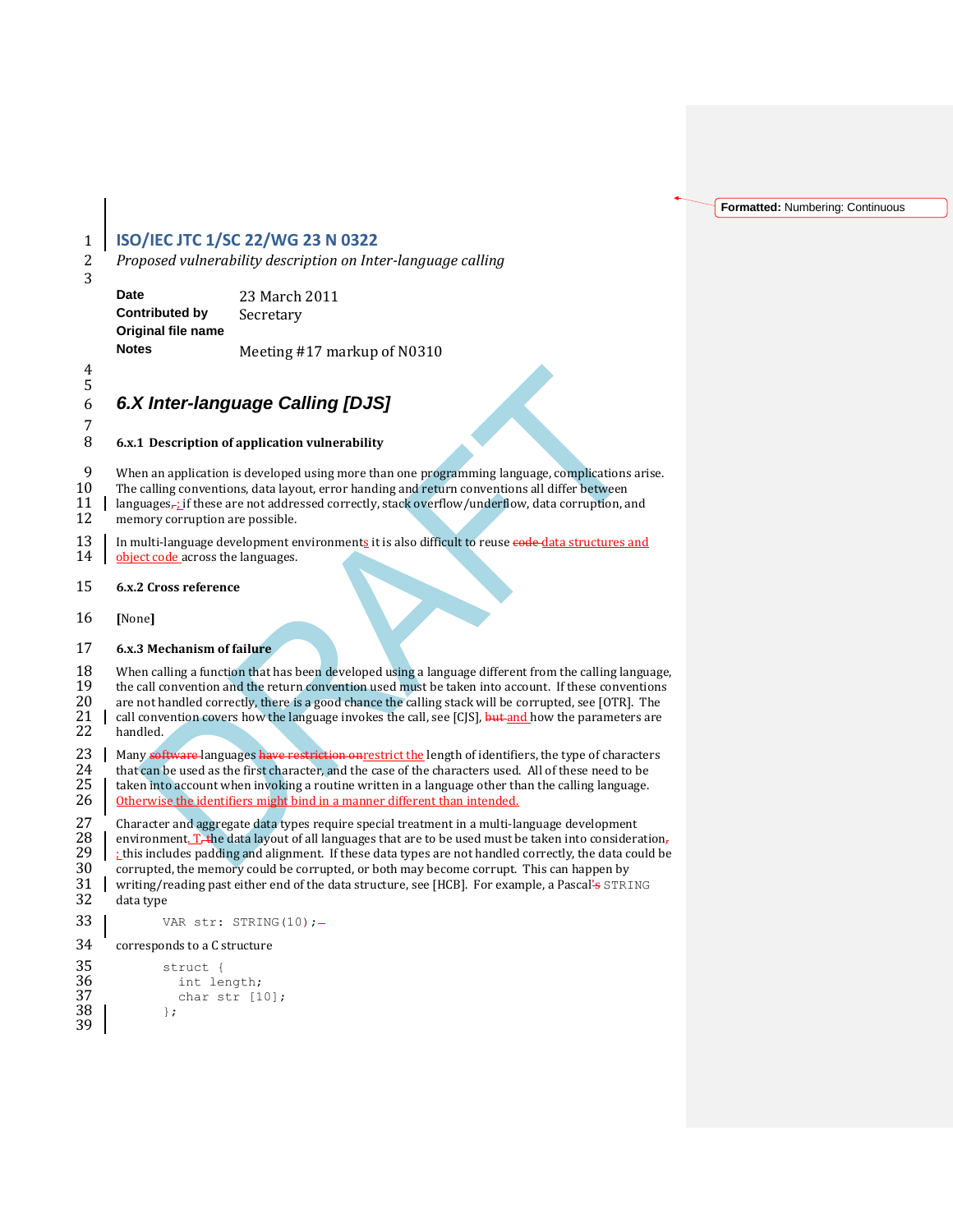# ISO/IEC JTC 1/SC 22/WG 23 N 0322

*Proposed vulnerability description on Inter-language calling*

| | |
|---|---|
| **Date** | 23 March 2011 |
| **Contributed by** | Secretary |
| **Original file name** | |
| **Notes** | Meeting #17 markup of N0310 |

## 6.X Inter-language Calling [DJS]

### 6.x.1 Description of application vulnerability

When an application is developed using more than one programming language, complications arise. The calling conventions, data layout, error handing and return conventions all differ between languages; if these are not addressed correctly, stack overflow/underflow, data corruption, and memory corruption are possible.

In multi-language development environments it is also difficult to reuse data structures and object code across the languages.

### 6.x.2 Cross reference

[None]

### 6.x.3 Mechanism of failure

When calling a function that has been developed using a language different from the calling language, the call convention and the return convention used must be taken into account. If these conventions are not handled correctly, there is a good chance the calling stack will be corrupted, see [OTR]. The call convention covers how the language invokes the call, see [CJS], and how the parameters are handled.

Many languages restrict the length of identifiers, the type of characters that can be used as the first character, and the case of the characters used. All of these need to be taken into account when invoking a routine written in a language other than the calling language. Otherwise the identifiers might bind in a manner different than intended.

Character and aggregate data types require special treatment in a multi-language development environment. The data layout of all languages that are to be used must be taken into consideration; this includes padding and alignment. If these data types are not handled correctly, the data could be corrupted, the memory could be corrupted, or both may become corrupt. This can happen by writing/reading past either end of the data structure, see [HCB]. For example, a Pascal STRING data type

```
VAR str: STRING(10);
```

corresponds to a C structure

```
struct {
  int length;
  char str [10];
};
```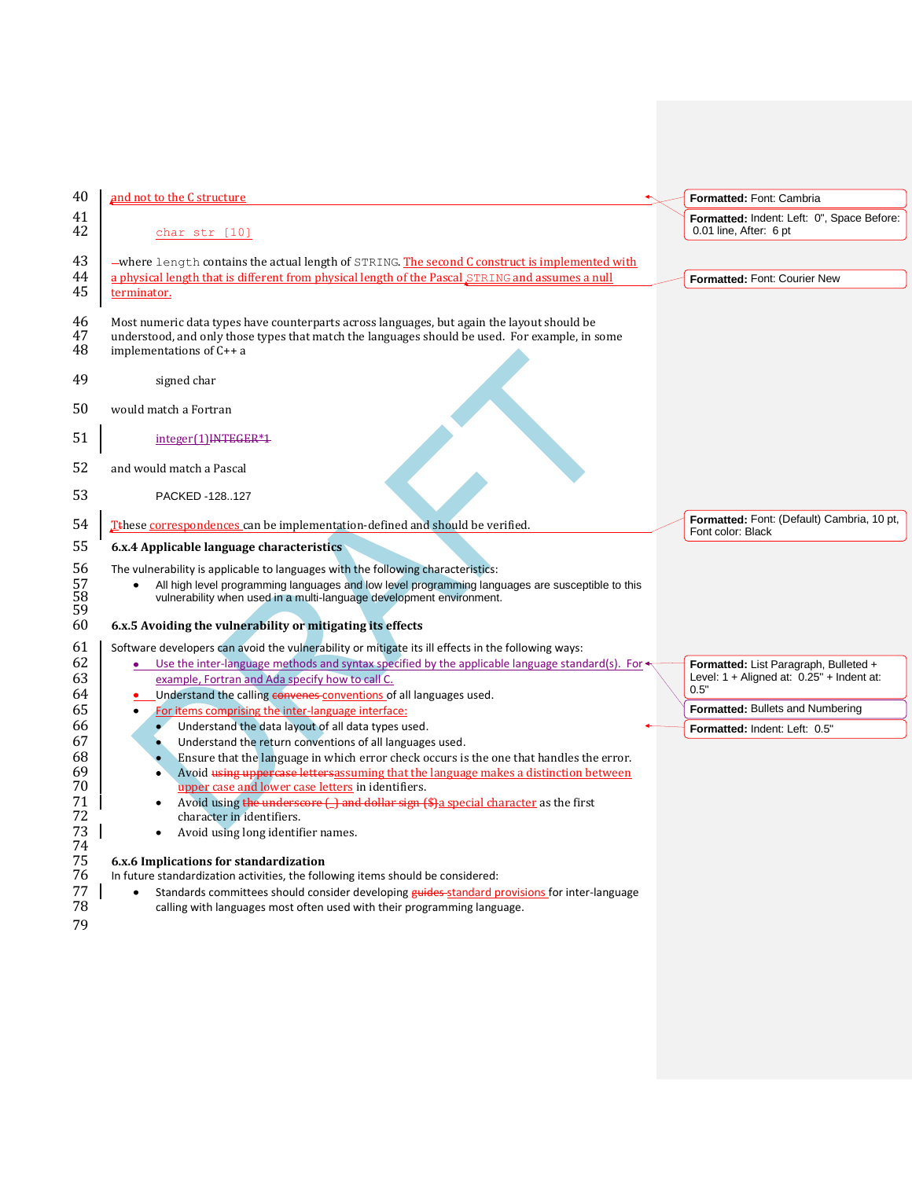and not to the C structure

```
char str [10]
```

where length contains the actual length of STRING. The second C construct is implemented with a physical length that is different from physical length of the Pascal STRING and assumes a null terminator.

Most numeric data types have counterparts across languages, but again the layout should be understood, and only those types that match the languages should be used. For example, in some implementations of C++ a

```
signed char
```

would match a Fortran

```
integer(1)
```

and would match a Pascal

```
PACKED -128..127
```

These correspondences can be implementation-defined and should be verified.

### 6.x.4 Applicable language characteristics

The vulnerability is applicable to languages with the following characteristics:

- All high level programming languages and low level programming languages are susceptible to this vulnerability when used in a multi-language development environment.

### 6.x.5 Avoiding the vulnerability or mitigating its effects

Software developers can avoid the vulnerability or mitigate its ill effects in the following ways:

- Use the inter-language methods and syntax specified by the applicable language standard(s). For example, Fortran and Ada specify how to call C.
- Understand the calling conventions of all languages used.
- For items comprising the inter-language interface:
  - Understand the data layout of all data types used.
  - Understand the return conventions of all languages used.
  - Ensure that the language in which error check occurs is the one that handles the error.
  - Avoid assuming that the language makes a distinction between upper case and lower case letters in identifiers.
  - Avoid using a special character as the first character in identifiers.
  - Avoid using long identifier names.

### 6.x.6 Implications for standardization

In future standardization activities, the following items should be considered:

- Standards committees should consider developing standard provisions for inter-language calling with languages most often used with their programming language.